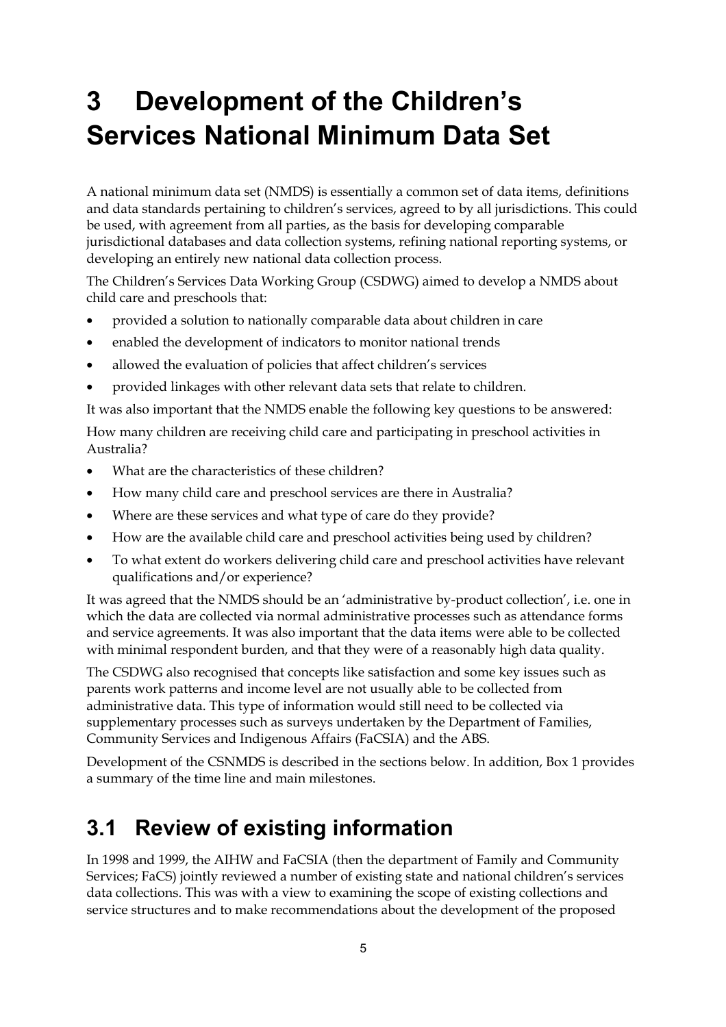# 3 Development of the Children's Services National Minimum Data Set

A national minimum data set (NMDS) is essentially a common set of data items, definitions and data standards pertaining to children's services, agreed to by all jurisdictions. This could be used, with agreement from all parties, as the basis for developing comparable jurisdictional databases and data collection systems, refining national reporting systems, or developing an entirely new national data collection process.

The Children's Services Data Working Group (CSDWG) aimed to develop a NMDS about child care and preschools that:

- provided a solution to nationally comparable data about children in care
- enabled the development of indicators to monitor national trends
- allowed the evaluation of policies that affect children's services
- provided linkages with other relevant data sets that relate to children.

It was also important that the NMDS enable the following key questions to be answered:

How many children are receiving child care and participating in preschool activities in Australia?

- What are the characteristics of these children?
- How many child care and preschool services are there in Australia?
- Where are these services and what type of care do they provide?
- How are the available child care and preschool activities being used by children?
- To what extent do workers delivering child care and preschool activities have relevant qualifications and/or experience?

It was agreed that the NMDS should be an 'administrative by-product collection', i.e. one in which the data are collected via normal administrative processes such as attendance forms and service agreements. It was also important that the data items were able to be collected with minimal respondent burden, and that they were of a reasonably high data quality.

The CSDWG also recognised that concepts like satisfaction and some key issues such as parents work patterns and income level are not usually able to be collected from administrative data. This type of information would still need to be collected via supplementary processes such as surveys undertaken by the Department of Families, Community Services and Indigenous Affairs (FaCSIA) and the ABS.

Development of the CSNMDS is described in the sections below. In addition, Box 1 provides a summary of the time line and main milestones.

## 3.1 Review of existing information

In 1998 and 1999, the AIHW and FaCSIA (then the department of Family and Community Services; FaCS) jointly reviewed a number of existing state and national children's services data collections. This was with a view to examining the scope of existing collections and service structures and to make recommendations about the development of the proposed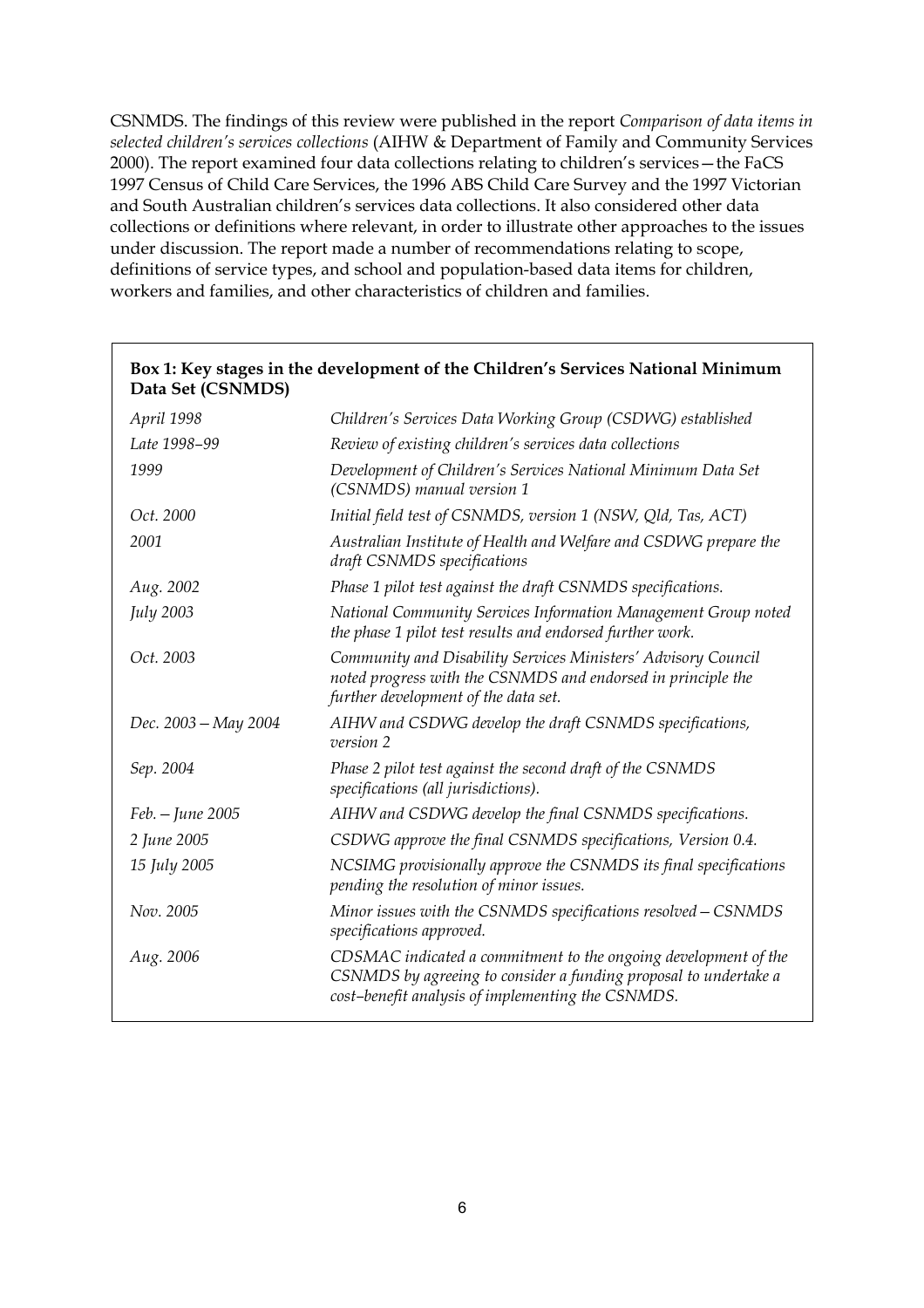CSNMDS. The findings of this review were published in the report *Comparison of data items in selected children's services collections* (AIHW & Department of Family and Community Services 2000). The report examined four data collections relating to children's services—the FaCS 1997 Census of Child Care Services, the 1996 ABS Child Care Survey and the 1997 Victorian and South Australian children's services data collections. It also considered other data collections or definitions where relevant, in order to illustrate other approaches to the issues under discussion. The report made a number of recommendations relating to scope, definitions of service types, and school and population-based data items for children, workers and families, and other characteristics of children and families.

**Box 1: Key stages in the development of the Children's Services National Minimum Data Set (CSNMDS)**

| | |
|---|---|
| *April 1998* | *Children's Services Data Working Group (CSDWG) established* |
| *Late 1998–99* | *Review of existing children's services data collections* |
| *1999* | *Development of Children's Services National Minimum Data Set (CSNMDS) manual version 1* |
| *Oct. 2000* | *Initial field test of CSNMDS, version 1 (NSW, Qld, Tas, ACT)* |
| *2001* | *Australian Institute of Health and Welfare and CSDWG prepare the draft CSNMDS specifications* |
| *Aug. 2002* | *Phase 1 pilot test against the draft CSNMDS specifications.* |
| *July 2003* | *National Community Services Information Management Group noted the phase 1 pilot test results and endorsed further work.* |
| *Oct. 2003* | *Community and Disability Services Ministers' Advisory Council noted progress with the CSNMDS and endorsed in principle the further development of the data set.* |
| *Dec. 2003 – May 2004* | *AIHW and CSDWG develop the draft CSNMDS specifications, version 2* |
| *Sep. 2004* | *Phase 2 pilot test against the second draft of the CSNMDS specifications (all jurisdictions).* |
| *Feb. – June 2005* | *AIHW and CSDWG develop the final CSNMDS specifications.* |
| *2 June 2005* | *CSDWG approve the final CSNMDS specifications, Version 0.4.* |
| *15 July 2005* | *NCSIMG provisionally approve the CSNMDS its final specifications pending the resolution of minor issues.* |
| *Nov. 2005* | *Minor issues with the CSNMDS specifications resolved – CSNMDS specifications approved.* |
| *Aug. 2006* | *CDSMAC indicated a commitment to the ongoing development of the CSNMDS by agreeing to consider a funding proposal to undertake a cost–benefit analysis of implementing the CSNMDS.* |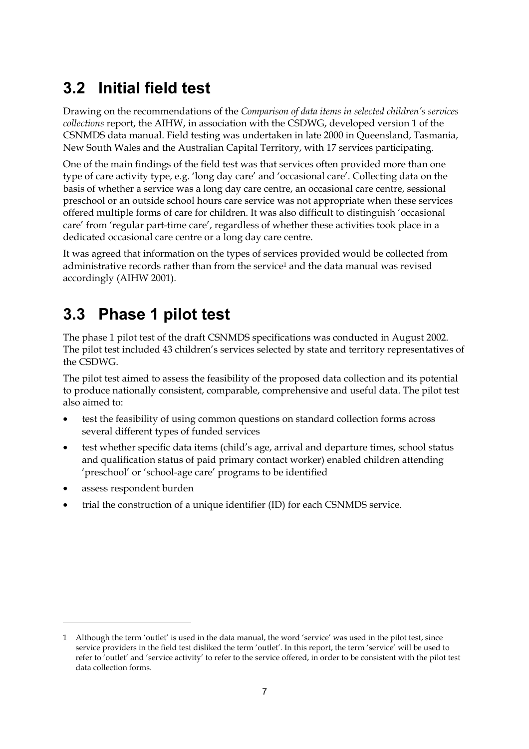## 3.2 Initial field test

Drawing on the recommendations of the *Comparison of data items in selected children's services collections* report, the AIHW, in association with the CSDWG, developed version 1 of the CSNMDS data manual. Field testing was undertaken in late 2000 in Queensland, Tasmania, New South Wales and the Australian Capital Territory, with 17 services participating.

One of the main findings of the field test was that services often provided more than one type of care activity type, e.g. 'long day care' and 'occasional care'. Collecting data on the basis of whether a service was a long day care centre, an occasional care centre, sessional preschool or an outside school hours care service was not appropriate when these services offered multiple forms of care for children. It was also difficult to distinguish 'occasional care' from 'regular part-time care', regardless of whether these activities took place in a dedicated occasional care centre or a long day care centre.

It was agreed that information on the types of services provided would be collected from administrative records rather than from the service[1] and the data manual was revised accordingly (AIHW 2001).

## 3.3 Phase 1 pilot test

The phase 1 pilot test of the draft CSNMDS specifications was conducted in August 2002. The pilot test included 43 children's services selected by state and territory representatives of the CSDWG.

The pilot test aimed to assess the feasibility of the proposed data collection and its potential to produce nationally consistent, comparable, comprehensive and useful data. The pilot test also aimed to:

- test the feasibility of using common questions on standard collection forms across several different types of funded services
- test whether specific data items (child's age, arrival and departure times, school status and qualification status of paid primary contact worker) enabled children attending 'preschool' or 'school-age care' programs to be identified
- assess respondent burden
- trial the construction of a unique identifier (ID) for each CSNMDS service.

---

1 Although the term 'outlet' is used in the data manual, the word 'service' was used in the pilot test, since service providers in the field test disliked the term 'outlet'. In this report, the term 'service' will be used to refer to 'outlet' and 'service activity' to refer to the service offered, in order to be consistent with the pilot test data collection forms.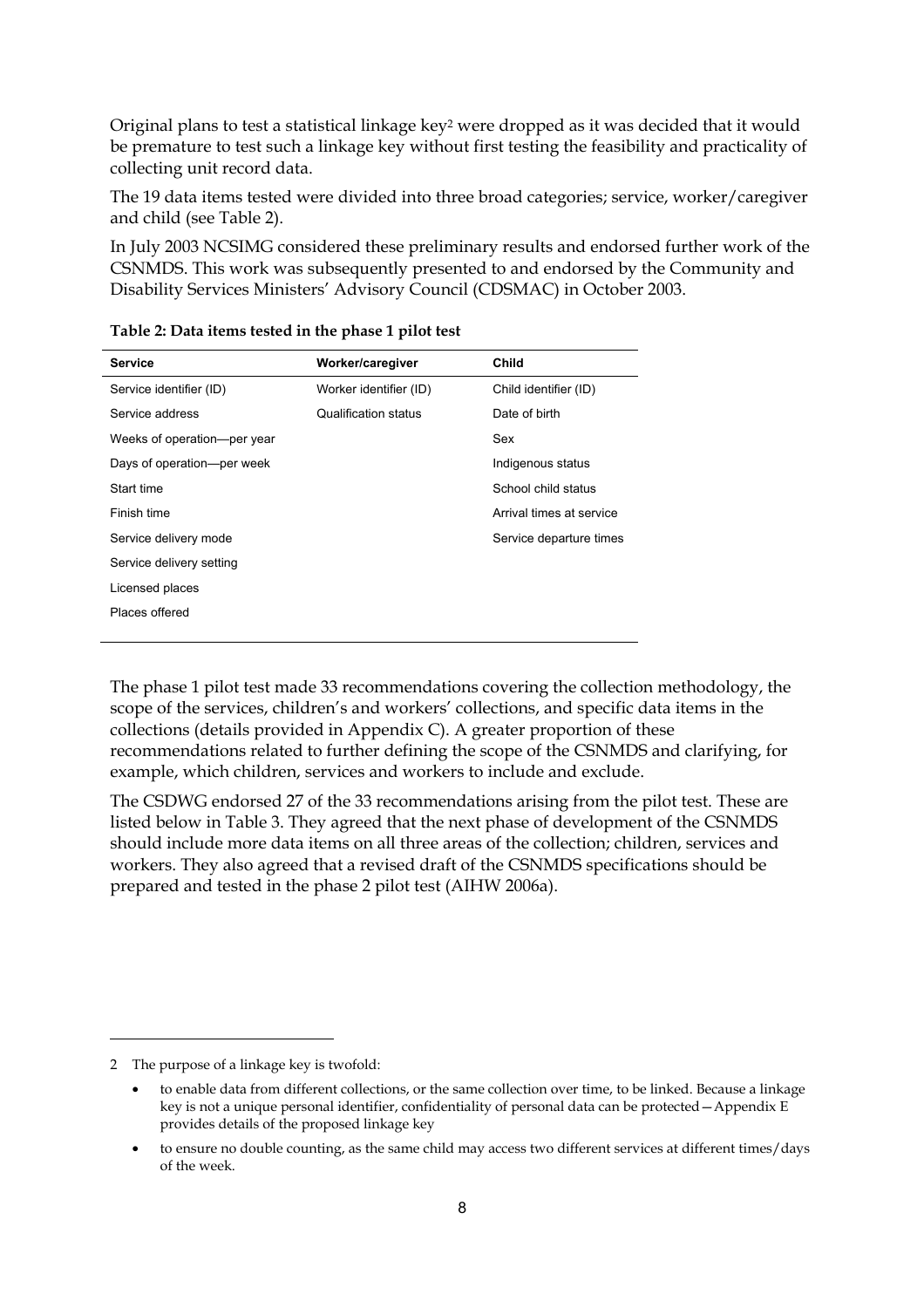Original plans to test a statistical linkage key[2] were dropped as it was decided that it would be premature to test such a linkage key without first testing the feasibility and practicality of collecting unit record data.

The 19 data items tested were divided into three broad categories; service, worker/caregiver and child (see Table 2).

In July 2003 NCSIMG considered these preliminary results and endorsed further work of the CSNMDS. This work was subsequently presented to and endorsed by the Community and Disability Services Ministers' Advisory Council (CDSMAC) in October 2003.

**Table 2: Data items tested in the phase 1 pilot test**

| Service | Worker/caregiver | Child |
|---|---|---|
| Service identifier (ID) | Worker identifier (ID) | Child identifier (ID) |
| Service address | Qualification status | Date of birth |
| Weeks of operation—per year | | Sex |
| Days of operation—per week | | Indigenous status |
| Start time | | School child status |
| Finish time | | Arrival times at service |
| Service delivery mode | | Service departure times |
| Service delivery setting | | |
| Licensed places | | |
| Places offered | | |

The phase 1 pilot test made 33 recommendations covering the collection methodology, the scope of the services, children's and workers' collections, and specific data items in the collections (details provided in Appendix C). A greater proportion of these recommendations related to further defining the scope of the CSNMDS and clarifying, for example, which children, services and workers to include and exclude.

The CSDWG endorsed 27 of the 33 recommendations arising from the pilot test. These are listed below in Table 3. They agreed that the next phase of development of the CSNMDS should include more data items on all three areas of the collection; children, services and workers. They also agreed that a revised draft of the CSNMDS specifications should be prepared and tested in the phase 2 pilot test (AIHW 2006a).

---

2 The purpose of a linkage key is twofold:

- to enable data from different collections, or the same collection over time, to be linked. Because a linkage key is not a unique personal identifier, confidentiality of personal data can be protected—Appendix E provides details of the proposed linkage key
- to ensure no double counting, as the same child may access two different services at different times/days of the week.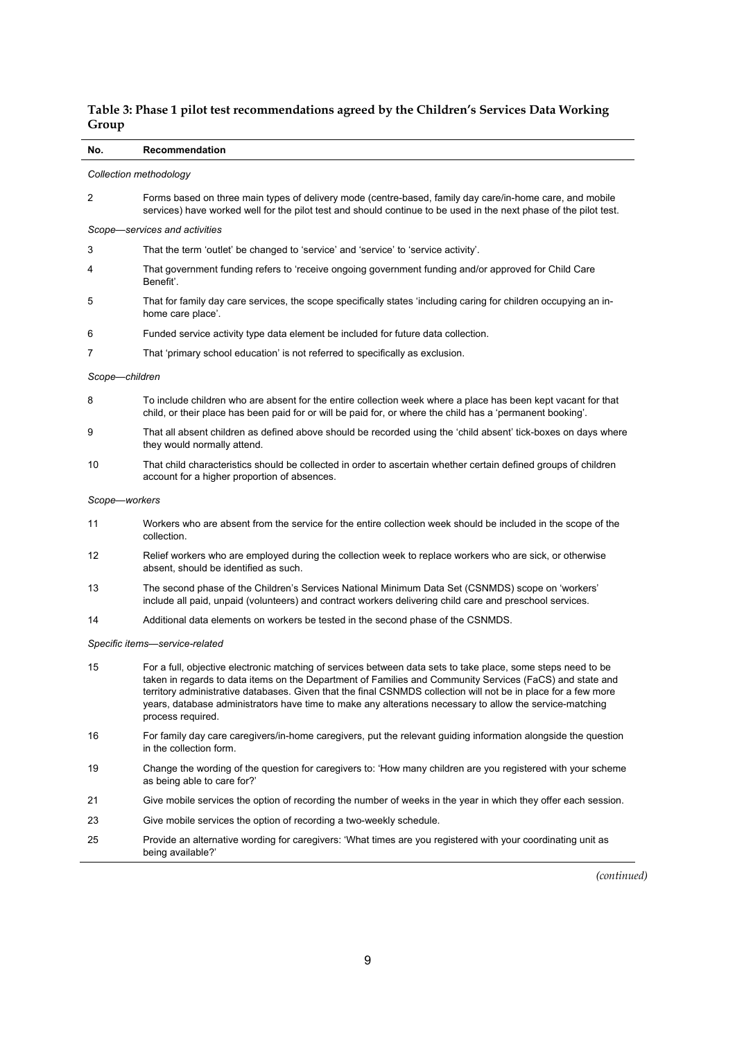**Table 3: Phase 1 pilot test recommendations agreed by the Children's Services Data Working Group**

| No. | Recommendation |
|---|---|
| *Collection methodology* | |
| 2 | Forms based on three main types of delivery mode (centre-based, family day care/in-home care, and mobile services) have worked well for the pilot test and should continue to be used in the next phase of the pilot test. |
| *Scope—services and activities* | |
| 3 | That the term 'outlet' be changed to 'service' and 'service' to 'service activity'. |
| 4 | That government funding refers to 'receive ongoing government funding and/or approved for Child Care Benefit'. |
| 5 | That for family day care services, the scope specifically states 'including caring for children occupying an in-home care place'. |
| 6 | Funded service activity type data element be included for future data collection. |
| 7 | That 'primary school education' is not referred to specifically as exclusion. |
| *Scope—children* | |
| 8 | To include children who are absent for the entire collection week where a place has been kept vacant for that child, or their place has been paid for or will be paid for, or where the child has a 'permanent booking'. |
| 9 | That all absent children as defined above should be recorded using the 'child absent' tick-boxes on days where they would normally attend. |
| 10 | That child characteristics should be collected in order to ascertain whether certain defined groups of children account for a higher proportion of absences. |
| *Scope—workers* | |
| 11 | Workers who are absent from the service for the entire collection week should be included in the scope of the collection. |
| 12 | Relief workers who are employed during the collection week to replace workers who are sick, or otherwise absent, should be identified as such. |
| 13 | The second phase of the Children's Services National Minimum Data Set (CSNMDS) scope on 'workers' include all paid, unpaid (volunteers) and contract workers delivering child care and preschool services. |
| 14 | Additional data elements on workers be tested in the second phase of the CSNMDS. |
| *Specific items—service-related* | |
| 15 | For a full, objective electronic matching of services between data sets to take place, some steps need to be taken in regards to data items on the Department of Families and Community Services (FaCS) and state and territory administrative databases. Given that the final CSNMDS collection will not be in place for a few more years, database administrators have time to make any alterations necessary to allow the service-matching process required. |
| 16 | For family day care caregivers/in-home caregivers, put the relevant guiding information alongside the question in the collection form. |
| 19 | Change the wording of the question for caregivers to: 'How many children are you registered with your scheme as being able to care for?' |
| 21 | Give mobile services the option of recording the number of weeks in the year in which they offer each session. |
| 23 | Give mobile services the option of recording a two-weekly schedule. |
| 25 | Provide an alternative wording for caregivers: 'What times are you registered with your coordinating unit as being available?' |

*(continued)*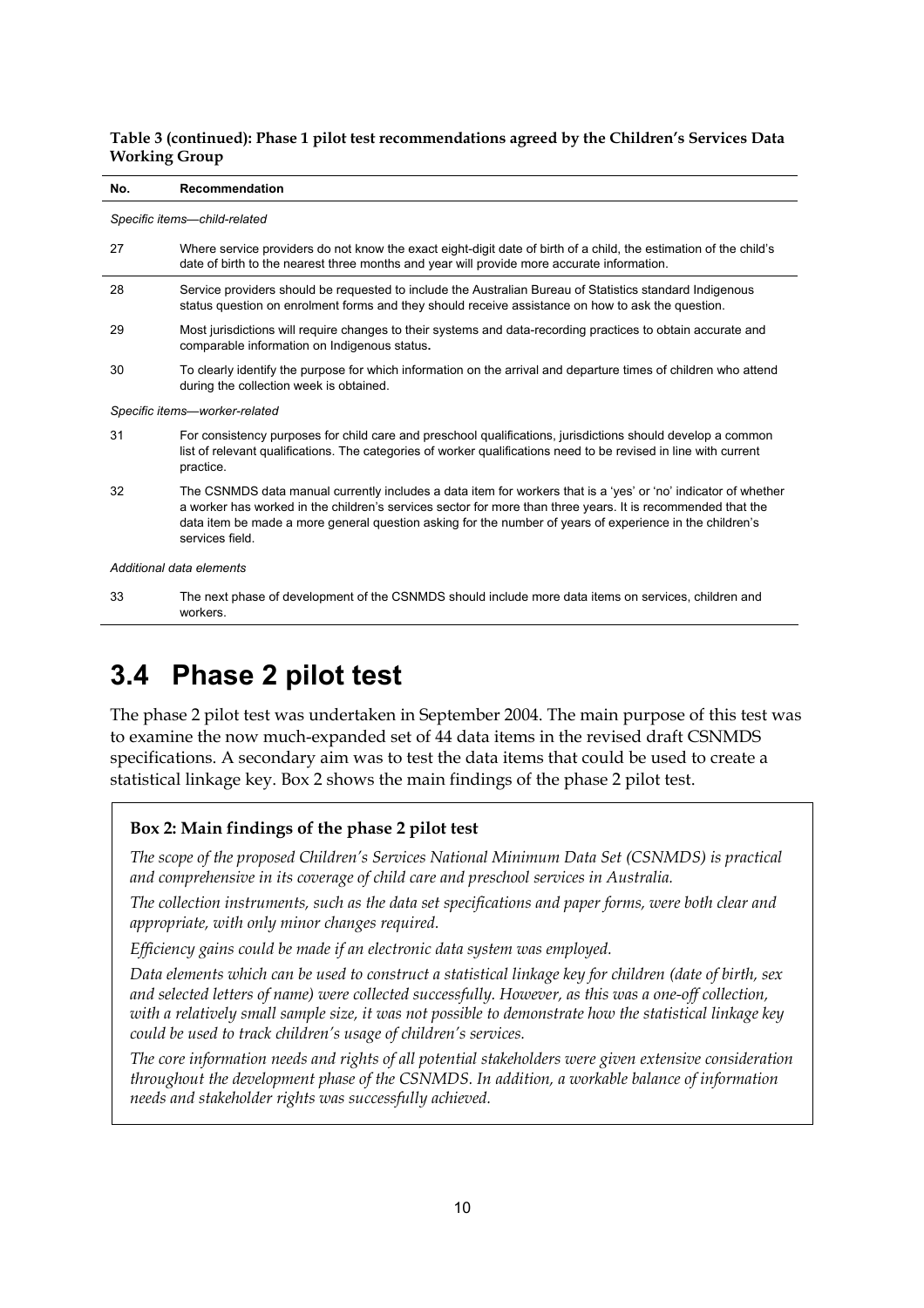**Table 3 (continued): Phase 1 pilot test recommendations agreed by the Children's Services Data Working Group**

| No. | Recommendation |
| --- | --- |
| *Specific items—child-related* | |
| 27 | Where service providers do not know the exact eight-digit date of birth of a child, the estimation of the child's date of birth to the nearest three months and year will provide more accurate information. |
| 28 | Service providers should be requested to include the Australian Bureau of Statistics standard Indigenous status question on enrolment forms and they should receive assistance on how to ask the question. |
| 29 | Most jurisdictions will require changes to their systems and data-recording practices to obtain accurate and comparable information on Indigenous status**.** |
| 30 | To clearly identify the purpose for which information on the arrival and departure times of children who attend during the collection week is obtained. |
| *Specific items—worker-related* | |
| 31 | For consistency purposes for child care and preschool qualifications, jurisdictions should develop a common list of relevant qualifications. The categories of worker qualifications need to be revised in line with current practice. |
| 32 | The CSNMDS data manual currently includes a data item for workers that is a 'yes' or 'no' indicator of whether a worker has worked in the children's services sector for more than three years. It is recommended that the data item be made a more general question asking for the number of years of experience in the children's services field. |
| *Additional data elements* | |
| 33 | The next phase of development of the CSNMDS should include more data items on services, children and workers. |

## 3.4 Phase 2 pilot test

The phase 2 pilot test was undertaken in September 2004. The main purpose of this test was to examine the now much-expanded set of 44 data items in the revised draft CSNMDS specifications. A secondary aim was to test the data items that could be used to create a statistical linkage key. Box 2 shows the main findings of the phase 2 pilot test.

**Box 2: Main findings of the phase 2 pilot test**

*The scope of the proposed Children's Services National Minimum Data Set (CSNMDS) is practical and comprehensive in its coverage of child care and preschool services in Australia.*

*The collection instruments, such as the data set specifications and paper forms, were both clear and appropriate, with only minor changes required.*

*Efficiency gains could be made if an electronic data system was employed.*

*Data elements which can be used to construct a statistical linkage key for children (date of birth, sex and selected letters of name) were collected successfully. However, as this was a one-off collection, with a relatively small sample size, it was not possible to demonstrate how the statistical linkage key could be used to track children's usage of children's services.*

*The core information needs and rights of all potential stakeholders were given extensive consideration throughout the development phase of the CSNMDS. In addition, a workable balance of information needs and stakeholder rights was successfully achieved.*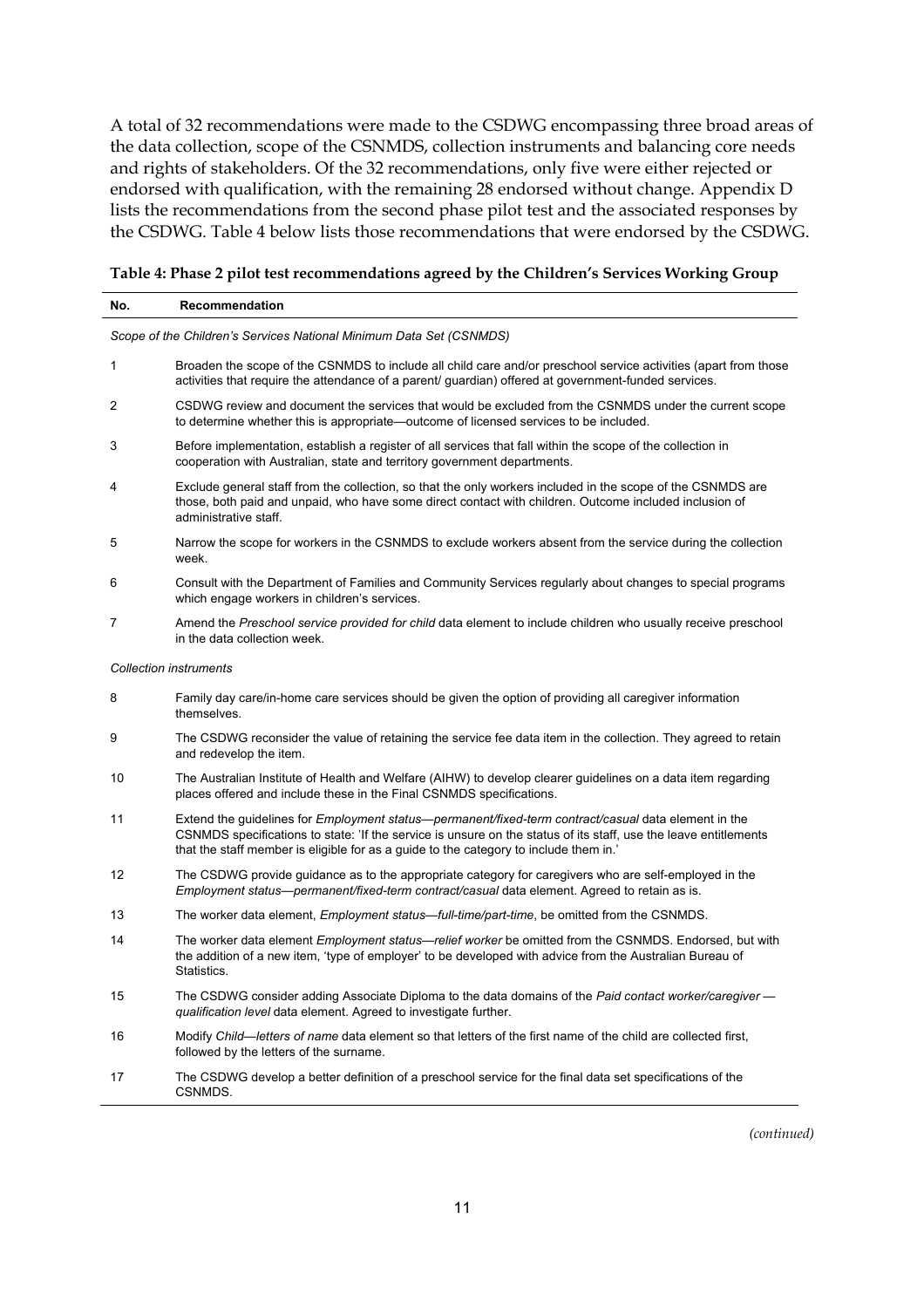A total of 32 recommendations were made to the CSDWG encompassing three broad areas of the data collection, scope of the CSNMDS, collection instruments and balancing core needs and rights of stakeholders. Of the 32 recommendations, only five were either rejected or endorsed with qualification, with the remaining 28 endorsed without change. Appendix D lists the recommendations from the second phase pilot test and the associated responses by the CSDWG. Table 4 below lists those recommendations that were endorsed by the CSDWG.

**Table 4: Phase 2 pilot test recommendations agreed by the Children's Services Working Group**

| No. | Recommendation |
|---|---|
| *Scope of the Children's Services National Minimum Data Set (CSNMDS)* | |
| 1 | Broaden the scope of the CSNMDS to include all child care and/or preschool service activities (apart from those activities that require the attendance of a parent/ guardian) offered at government-funded services. |
| 2 | CSDWG review and document the services that would be excluded from the CSNMDS under the current scope to determine whether this is appropriate—outcome of licensed services to be included. |
| 3 | Before implementation, establish a register of all services that fall within the scope of the collection in cooperation with Australian, state and territory government departments. |
| 4 | Exclude general staff from the collection, so that the only workers included in the scope of the CSNMDS are those, both paid and unpaid, who have some direct contact with children. Outcome included inclusion of administrative staff. |
| 5 | Narrow the scope for workers in the CSNMDS to exclude workers absent from the service during the collection week. |
| 6 | Consult with the Department of Families and Community Services regularly about changes to special programs which engage workers in children's services. |
| 7 | Amend the *Preschool service provided for child* data element to include children who usually receive preschool in the data collection week. |
| *Collection instruments* | |
| 8 | Family day care/in-home care services should be given the option of providing all caregiver information themselves. |
| 9 | The CSDWG reconsider the value of retaining the service fee data item in the collection. They agreed to retain and redevelop the item. |
| 10 | The Australian Institute of Health and Welfare (AIHW) to develop clearer guidelines on a data item regarding places offered and include these in the Final CSNMDS specifications. |
| 11 | Extend the guidelines for *Employment status—permanent/fixed-term contract/casual* data element in the CSNMDS specifications to state: 'If the service is unsure on the status of its staff, use the leave entitlements that the staff member is eligible for as a guide to the category to include them in.' |
| 12 | The CSDWG provide guidance as to the appropriate category for caregivers who are self-employed in the *Employment status—permanent/fixed-term contract/casual* data element. Agreed to retain as is. |
| 13 | The worker data element, *Employment status—full-time/part-time*, be omitted from the CSNMDS. |
| 14 | The worker data element *Employment status—relief worker* be omitted from the CSNMDS. Endorsed, but with the addition of a new item, 'type of employer' to be developed with advice from the Australian Bureau of Statistics. |
| 15 | The CSDWG consider adding Associate Diploma to the data domains of the *Paid contact worker/caregiver — qualification level* data element. Agreed to investigate further. |
| 16 | Modify *Child—letters of name* data element so that letters of the first name of the child are collected first, followed by the letters of the surname. |
| 17 | The CSDWG develop a better definition of a preschool service for the final data set specifications of the CSNMDS. |

*(continued)*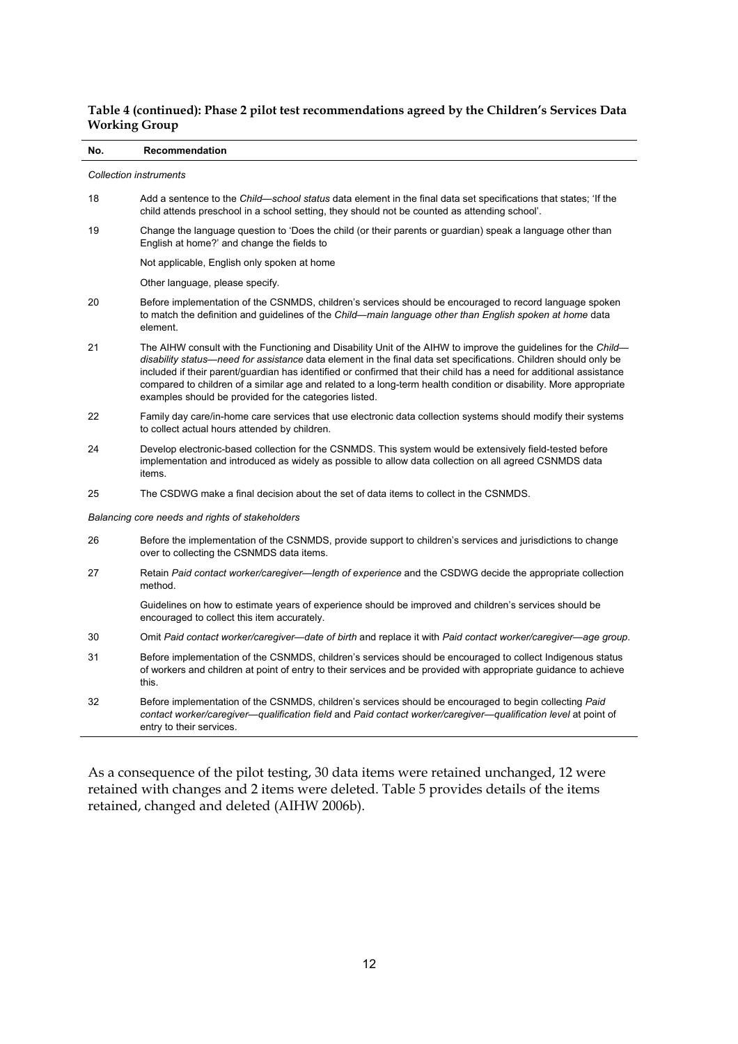**Table 4 (continued): Phase 2 pilot test recommendations agreed by the Children's Services Data Working Group**

| No. | Recommendation |
| --- | --- |
| *Collection instruments* | |
| 18 | Add a sentence to the *Child—school status* data element in the final data set specifications that states; 'If the child attends preschool in a school setting, they should not be counted as attending school'. |
| 19 | Change the language question to 'Does the child (or their parents or guardian) speak a language other than English at home?' and change the fields to |
| | Not applicable, English only spoken at home |
| | Other language, please specify. |
| 20 | Before implementation of the CSNMDS, children's services should be encouraged to record language spoken to match the definition and guidelines of the *Child—main language other than English spoken at home* data element. |
| 21 | The AIHW consult with the Functioning and Disability Unit of the AIHW to improve the guidelines for the *Child—disability status—need for assistance* data element in the final data set specifications. Children should only be included if their parent/guardian has identified or confirmed that their child has a need for additional assistance compared to children of a similar age and related to a long-term health condition or disability. More appropriate examples should be provided for the categories listed. |
| 22 | Family day care/in-home care services that use electronic data collection systems should modify their systems to collect actual hours attended by children. |
| 24 | Develop electronic-based collection for the CSNMDS. This system would be extensively field-tested before implementation and introduced as widely as possible to allow data collection on all agreed CSNMDS data items. |
| 25 | The CSDWG make a final decision about the set of data items to collect in the CSNMDS. |
| *Balancing core needs and rights of stakeholders* | |
| 26 | Before the implementation of the CSNMDS, provide support to children's services and jurisdictions to change over to collecting the CSNMDS data items. |
| 27 | Retain *Paid contact worker/caregiver—length of experience* and the CSDWG decide the appropriate collection method. |
| | Guidelines on how to estimate years of experience should be improved and children's services should be encouraged to collect this item accurately. |
| 30 | Omit *Paid contact worker/caregiver—date of birth* and replace it with *Paid contact worker/caregiver—age group*. |
| 31 | Before implementation of the CSNMDS, children's services should be encouraged to collect Indigenous status of workers and children at point of entry to their services and be provided with appropriate guidance to achieve this. |
| 32 | Before implementation of the CSNMDS, children's services should be encouraged to begin collecting *Paid contact worker/caregiver—qualification field* and *Paid contact worker/caregiver—qualification level* at point of entry to their services. |

As a consequence of the pilot testing, 30 data items were retained unchanged, 12 were retained with changes and 2 items were deleted. Table 5 provides details of the items retained, changed and deleted (AIHW 2006b).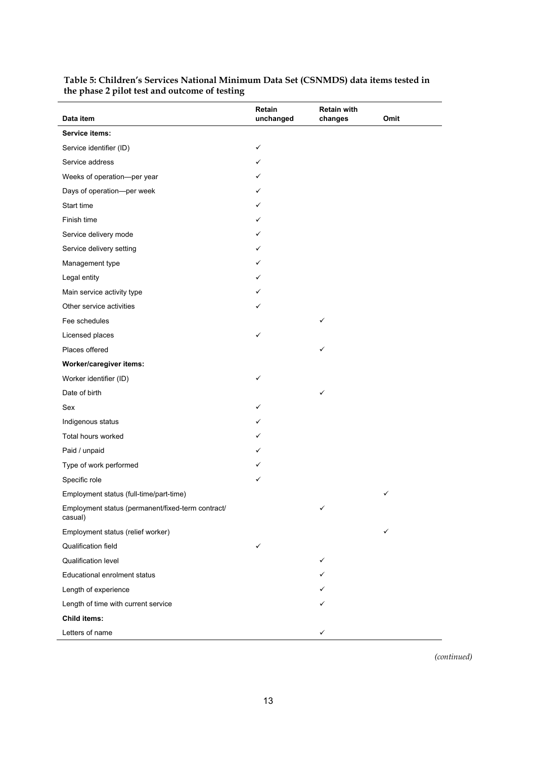**Table 5: Children's Services National Minimum Data Set (CSNMDS) data items tested in the phase 2 pilot test and outcome of testing**

| Data item | Retain unchanged | Retain with changes | Omit |
|---|---|---|---|
| **Service items:** | | | |
| Service identifier (ID) | ✓ | | |
| Service address | ✓ | | |
| Weeks of operation—per year | ✓ | | |
| Days of operation—per week | ✓ | | |
| Start time | ✓ | | |
| Finish time | ✓ | | |
| Service delivery mode | ✓ | | |
| Service delivery setting | ✓ | | |
| Management type | ✓ | | |
| Legal entity | ✓ | | |
| Main service activity type | ✓ | | |
| Other service activities | ✓ | | |
| Fee schedules | | ✓ | |
| Licensed places | ✓ | | |
| Places offered | | ✓ | |
| **Worker/caregiver items:** | | | |
| Worker identifier (ID) | ✓ | | |
| Date of birth | | ✓ | |
| Sex | ✓ | | |
| Indigenous status | ✓ | | |
| Total hours worked | ✓ | | |
| Paid / unpaid | ✓ | | |
| Type of work performed | ✓ | | |
| Specific role | ✓ | | |
| Employment status (full-time/part-time) | | | ✓ |
| Employment status (permanent/fixed-term contract/ casual) | | ✓ | |
| Employment status (relief worker) | | | ✓ |
| Qualification field | ✓ | | |
| Qualification level | | ✓ | |
| Educational enrolment status | | ✓ | |
| Length of experience | | ✓ | |
| Length of time with current service | | ✓ | |
| **Child items:** | | | |
| Letters of name | | ✓ | |

*(continued)*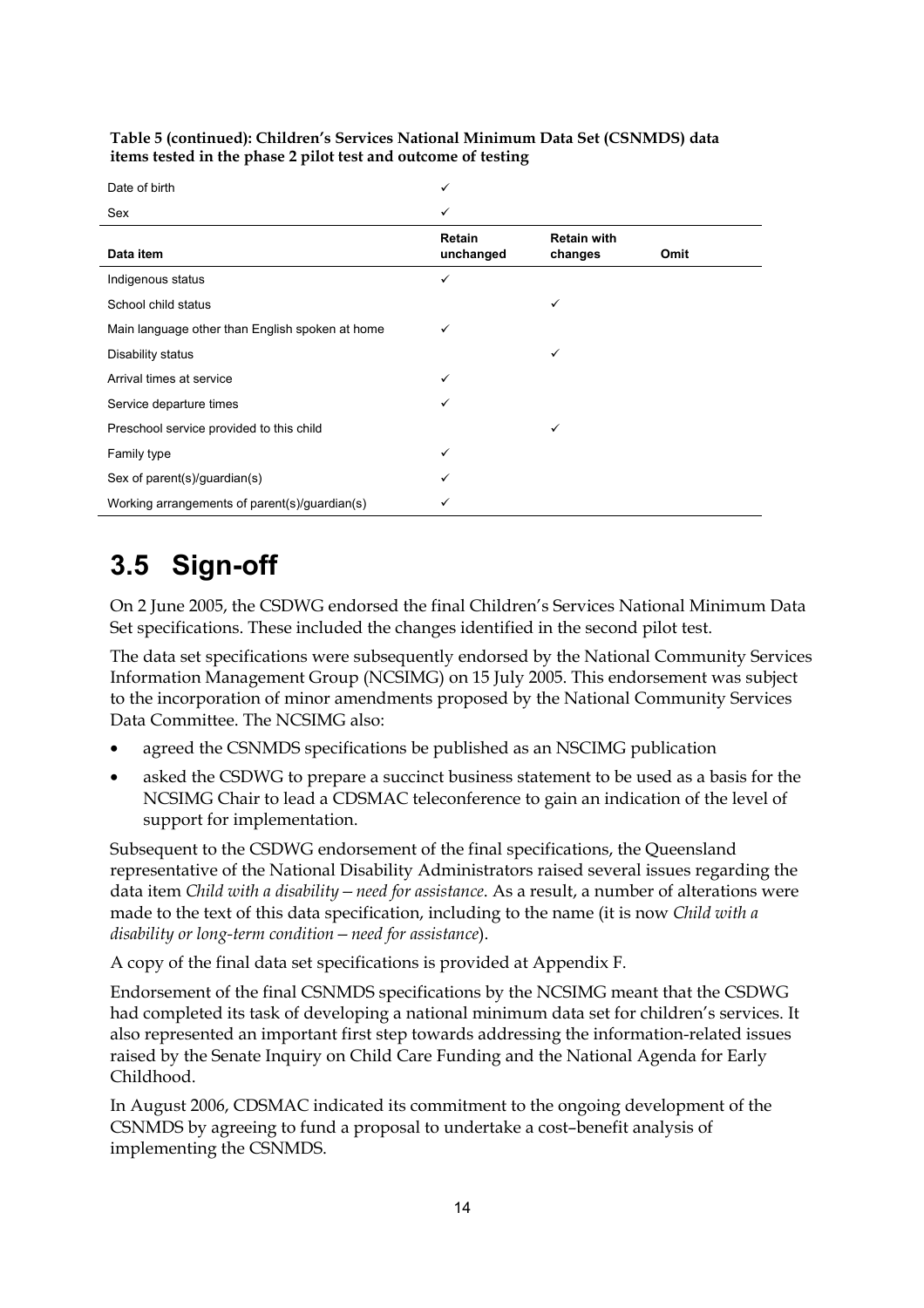**Table 5 (continued): Children's Services National Minimum Data Set (CSNMDS) data items tested in the phase 2 pilot test and outcome of testing**

| Data item | Retain unchanged | Retain with changes | Omit |
|---|---|---|---|
| Date of birth | ✓ | | |
| Sex | ✓ | | |
| Indigenous status | ✓ | | |
| School child status | | ✓ | |
| Main language other than English spoken at home | ✓ | | |
| Disability status | | ✓ | |
| Arrival times at service | ✓ | | |
| Service departure times | ✓ | | |
| Preschool service provided to this child | | ✓ | |
| Family type | ✓ | | |
| Sex of parent(s)/guardian(s) | ✓ | | |
| Working arrangements of parent(s)/guardian(s) | ✓ | | |

## 3.5 Sign-off

On 2 June 2005, the CSDWG endorsed the final Children's Services National Minimum Data Set specifications. These included the changes identified in the second pilot test.

The data set specifications were subsequently endorsed by the National Community Services Information Management Group (NCSIMG) on 15 July 2005. This endorsement was subject to the incorporation of minor amendments proposed by the National Community Services Data Committee. The NCSIMG also:

- agreed the CSNMDS specifications be published as an NSCIMG publication
- asked the CSDWG to prepare a succinct business statement to be used as a basis for the NCSIMG Chair to lead a CDSMAC teleconference to gain an indication of the level of support for implementation.

Subsequent to the CSDWG endorsement of the final specifications, the Queensland representative of the National Disability Administrators raised several issues regarding the data item *Child with a disability—need for assistance*. As a result, a number of alterations were made to the text of this data specification, including to the name (it is now *Child with a disability or long-term condition—need for assistance*).

A copy of the final data set specifications is provided at Appendix F.

Endorsement of the final CSNMDS specifications by the NCSIMG meant that the CSDWG had completed its task of developing a national minimum data set for children's services. It also represented an important first step towards addressing the information-related issues raised by the Senate Inquiry on Child Care Funding and the National Agenda for Early Childhood.

In August 2006, CDSMAC indicated its commitment to the ongoing development of the CSNMDS by agreeing to fund a proposal to undertake a cost–benefit analysis of implementing the CSNMDS.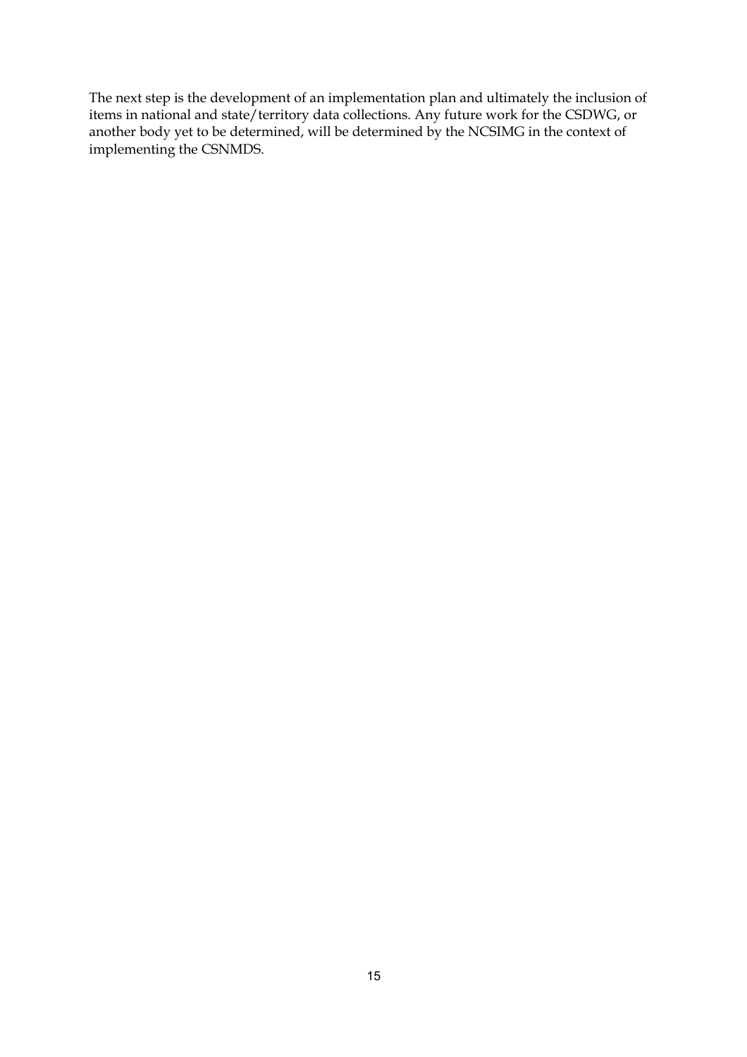The next step is the development of an implementation plan and ultimately the inclusion of items in national and state/territory data collections. Any future work for the CSDWG, or another body yet to be determined, will be determined by the NCSIMG in the context of implementing the CSNMDS.